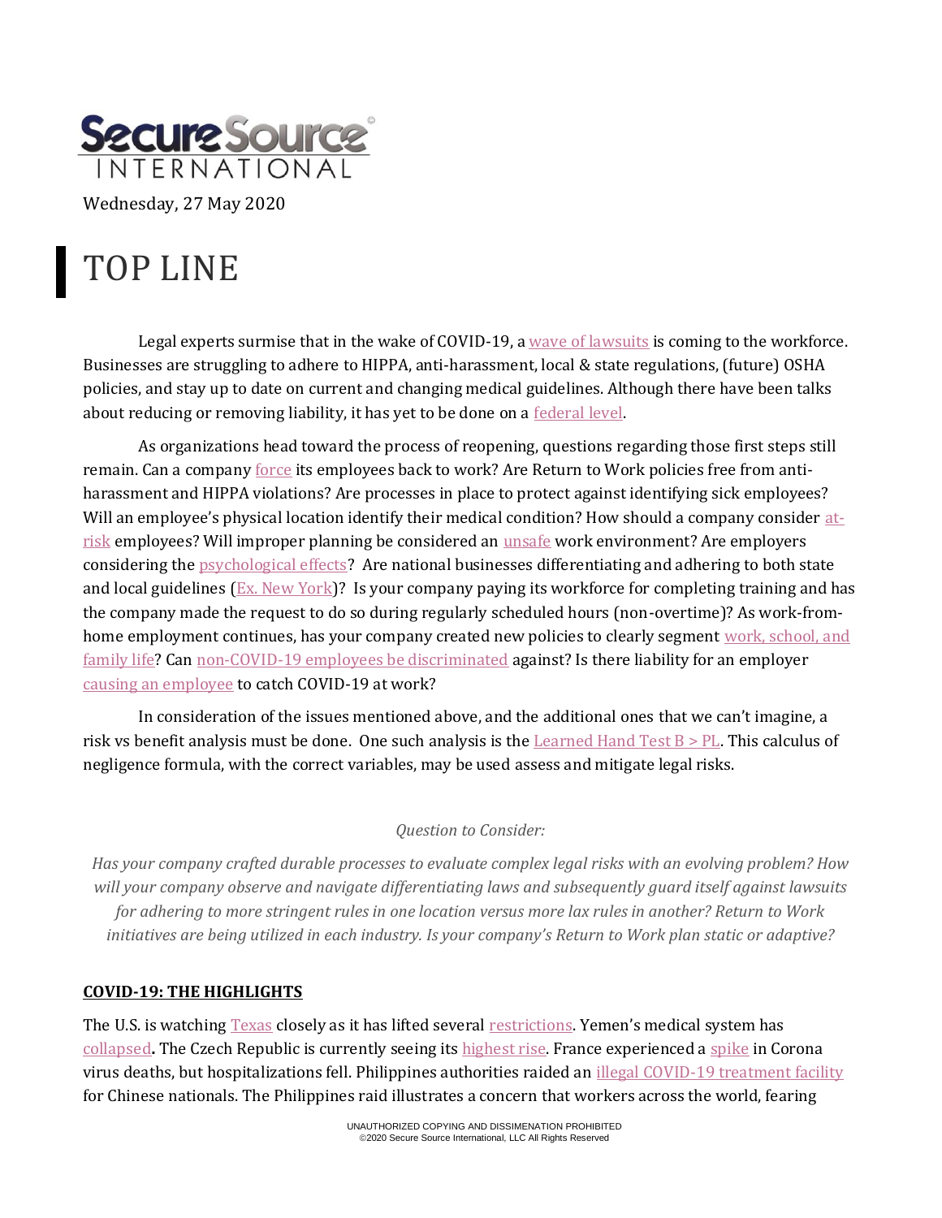SecureSource International

Wednesday, 27 May 2020

# TOP LINE

Legal experts surmise that in the wake of COVID-19, a wave of lawsuits is coming to the workforce. Businesses are struggling to adhere to HIPPA, anti-harassment, local & state regulations, (future) OSHA policies, and stay up to date on current and changing medical guidelines. Although there have been talks about reducing or removing liability, it has yet to be done on a federal level.

As organizations head toward the process of reopening, questions regarding those first steps still remain. Can a company force its employees back to work? Are Return to Work policies free from anti-harassment and HIPPA violations? Are processes in place to protect against identifying sick employees? Will an employee's physical location identify their medical condition? How should a company consider at-risk employees? Will improper planning be considered an unsafe work environment? Are employers considering the psychological effects? Are national businesses differentiating and adhering to both state and local guidelines (Ex. New York)? Is your company paying its workforce for completing training and has the company made the request to do so during regularly scheduled hours (non-overtime)? As work-from-home employment continues, has your company created new policies to clearly segment work, school, and family life? Can non-COVID-19 employees be discriminated against? Is there liability for an employer causing an employee to catch COVID-19 at work?

In consideration of the issues mentioned above, and the additional ones that we can't imagine, a risk vs benefit analysis must be done. One such analysis is the Learned Hand Test B > PL. This calculus of negligence formula, with the correct variables, may be used assess and mitigate legal risks.

*Question to Consider:*

*Has your company crafted durable processes to evaluate complex legal risks with an evolving problem? How will your company observe and navigate differentiating laws and subsequently guard itself against lawsuits for adhering to more stringent rules in one location versus more lax rules in another? Return to Work initiatives are being utilized in each industry. Is your company's Return to Work plan static or adaptive?*

**COVID-19: THE HIGHLIGHTS**

The U.S. is watching Texas closely as it has lifted several restrictions. Yemen's medical system has collapsed**.** The Czech Republic is currently seeing its highest rise. France experienced a spike in Corona virus deaths, but hospitalizations fell. Philippines authorities raided an illegal COVID-19 treatment facility for Chinese nationals. The Philippines raid illustrates a concern that workers across the world, fearing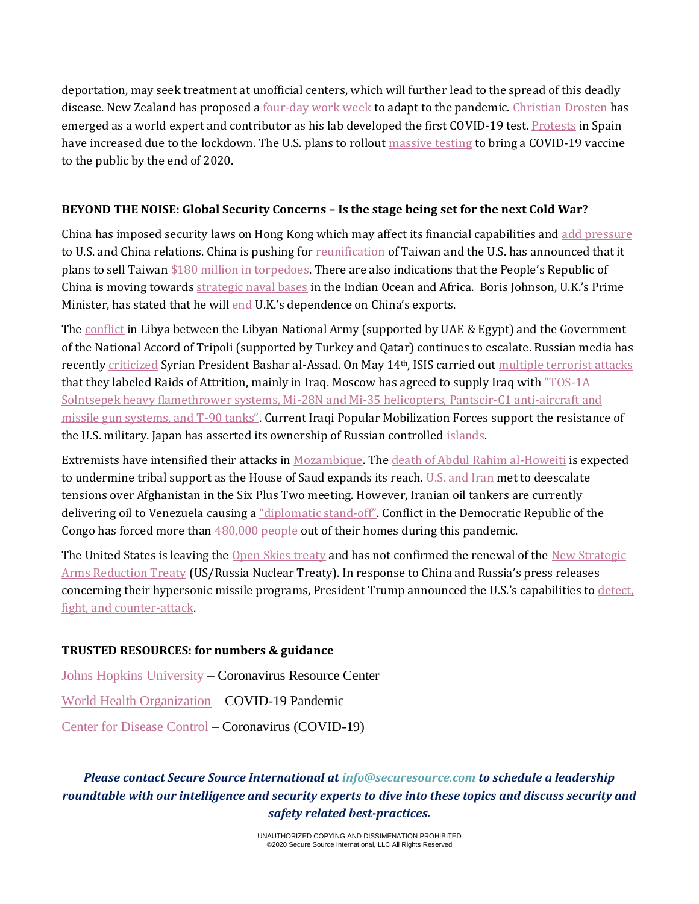deportation, may seek treatment at unofficial centers, which will further lead to the spread of this deadly disease. New Zealand has proposed a four-day work week to adapt to the pandemic. Christian Drosten has emerged as a world expert and contributor as his lab developed the first COVID-19 test. Protests in Spain have increased due to the lockdown. The U.S. plans to rollout massive testing to bring a COVID-19 vaccine to the public by the end of 2020.

**BEYOND THE NOISE: Global Security Concerns – Is the stage being set for the next Cold War?**

China has imposed security laws on Hong Kong which may affect its financial capabilities and add pressure to U.S. and China relations. China is pushing for reunification of Taiwan and the U.S. has announced that it plans to sell Taiwan $180 million in torpedoes. There are also indications that the People's Republic of China is moving towards strategic naval bases in the Indian Ocean and Africa. Boris Johnson, U.K.'s Prime Minister, has stated that he will end U.K.'s dependence on China's exports.

The conflict in Libya between the Libyan National Army (supported by UAE & Egypt) and the Government of the National Accord of Tripoli (supported by Turkey and Qatar) continues to escalate. Russian media has recently criticized Syrian President Bashar al-Assad. On May 14th, ISIS carried out multiple terrorist attacks that they labeled Raids of Attrition, mainly in Iraq. Moscow has agreed to supply Iraq with "TOS-1A Solntsepek heavy flamethrower systems, Mi-28N and Mi-35 helicopters, Pantscir-C1 anti-aircraft and missile gun systems, and T-90 tanks". Current Iraqi Popular Mobilization Forces support the resistance of the U.S. military. Japan has asserted its ownership of Russian controlled islands.

Extremists have intensified their attacks in Mozambique. The death of Abdul Rahim al-Howeiti is expected to undermine tribal support as the House of Saud expands its reach. U.S. and Iran met to deescalate tensions over Afghanistan in the Six Plus Two meeting. However, Iranian oil tankers are currently delivering oil to Venezuela causing a "diplomatic stand-off". Conflict in the Democratic Republic of the Congo has forced more than 480,000 people out of their homes during this pandemic.

The United States is leaving the Open Skies treaty and has not confirmed the renewal of the New Strategic Arms Reduction Treaty (US/Russia Nuclear Treaty). In response to China and Russia's press releases concerning their hypersonic missile programs, President Trump announced the U.S.'s capabilities to detect, fight, and counter-attack.

**TRUSTED RESOURCES: for numbers & guidance**

Johns Hopkins University – Coronavirus Resource Center

World Health Organization – COVID-19 Pandemic

Center for Disease Control – Coronavirus (COVID-19)

***Please contact Secure Source International at info@securesource.com to schedule a leadership roundtable with our intelligence and security experts to dive into these topics and discuss security and safety related best-practices.***

UNAUTHORIZED COPYING AND DISSIMENATION PROHIBITED
©2020 Secure Source International, LLC All Rights Reserved